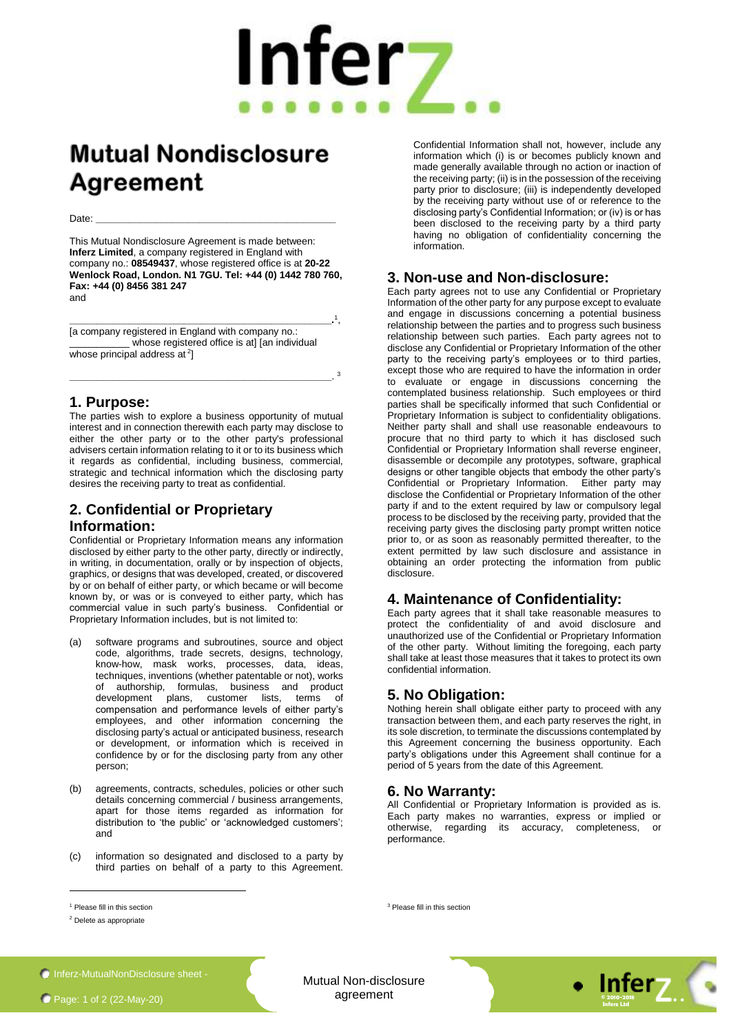# Mutual Nondisclosure Agreement

Date: ___________________________________________

This Mutual Nondisclosure Agreement is made between: **Inferz Limited**, a company registered in England with company no.: **08549437**, whose registered office is at **20-22 Wenlock Road, London. N1 7GU. Tel: +44 (0) 1442 780 760, Fax: +44 (0) 8456 381 247**
and

_______________________________________________[1],
[a company registered in England with company no.: __________ whose registered office is at] [an individual whose principal address at [2]]

_______________________________________________. [3]

## 1. Purpose:

The parties wish to explore a business opportunity of mutual interest and in connection therewith each party may disclose to either the other party or to the other party's professional advisers certain information relating to it or to its business which it regards as confidential, including business, commercial, strategic and technical information which the disclosing party desires the receiving party to treat as confidential.

## 2. Confidential or Proprietary Information:

Confidential or Proprietary Information means any information disclosed by either party to the other party, directly or indirectly, in writing, in documentation, orally or by inspection of objects, graphics, or designs that was developed, created, or discovered by or on behalf of either party, or which became or will become known by, or was or is conveyed to either party, which has commercial value in such party's business. Confidential or Proprietary Information includes, but is not limited to:

(a) software programs and subroutines, source and object code, algorithms, trade secrets, designs, technology, know-how, mask works, processes, data, ideas, techniques, inventions (whether patentable or not), works of authorship, formulas, business and product development plans, customer lists, terms of compensation and performance levels of either party's employees, and other information concerning the disclosing party's actual or anticipated business, research or development, or information which is received in confidence by or for the disclosing party from any other person;

(b) agreements, contracts, schedules, policies or other such details concerning commercial / business arrangements, apart for those items regarded as information for distribution to 'the public' or 'acknowledged customers'; and

(c) information so designated and disclosed to a party by third parties on behalf of a party to this Agreement.

Confidential Information shall not, however, include any information which (i) is or becomes publicly known and made generally available through no action or inaction of the receiving party; (ii) is in the possession of the receiving party prior to disclosure; (iii) is independently developed by the receiving party without use of or reference to the disclosing party's Confidential Information; or (iv) is or has been disclosed to the receiving party by a third party having no obligation of confidentiality concerning the information.

## 3. Non-use and Non-disclosure:

Each party agrees not to use any Confidential or Proprietary Information of the other party for any purpose except to evaluate and engage in discussions concerning a potential business relationship between the parties and to progress such business relationship between such parties. Each party agrees not to disclose any Confidential or Proprietary Information of the other party to the receiving party's employees or to third parties, except those who are required to have the information in order to evaluate or engage in discussions concerning the contemplated business relationship. Such employees or third parties shall be specifically informed that such Confidential or Proprietary Information is subject to confidentiality obligations. Neither party shall and shall use reasonable endeavours to procure that no third party to which it has disclosed such Confidential or Proprietary Information shall reverse engineer, disassemble or decompile any prototypes, software, graphical designs or other tangible objects that embody the other party's Confidential or Proprietary Information. Either party may disclose the Confidential or Proprietary Information of the other party if and to the extent required by law or compulsory legal process to be disclosed by the receiving party, provided that the receiving party gives the disclosing party prompt written notice prior to, or as soon as reasonably permitted thereafter, to the extent permitted by law such disclosure and assistance in obtaining an order protecting the information from public disclosure.

## 4. Maintenance of Confidentiality:

Each party agrees that it shall take reasonable measures to protect the confidentiality of and avoid disclosure and unauthorized use of the Confidential or Proprietary Information of the other party. Without limiting the foregoing, each party shall take at least those measures that it takes to protect its own confidential information.

## 5. No Obligation:

Nothing herein shall obligate either party to proceed with any transaction between them, and each party reserves the right, in its sole discretion, to terminate the discussions contemplated by this Agreement concerning the business opportunity. Each party's obligations under this Agreement shall continue for a period of 5 years from the date of this Agreement.

## 6. No Warranty:

All Confidential or Proprietary Information is provided as is. Each party makes no warranties, express or implied or otherwise, regarding its accuracy, completeness, or performance.

---

[1] Please fill in this section

[2] Delete as appropriate

[3] Please fill in this section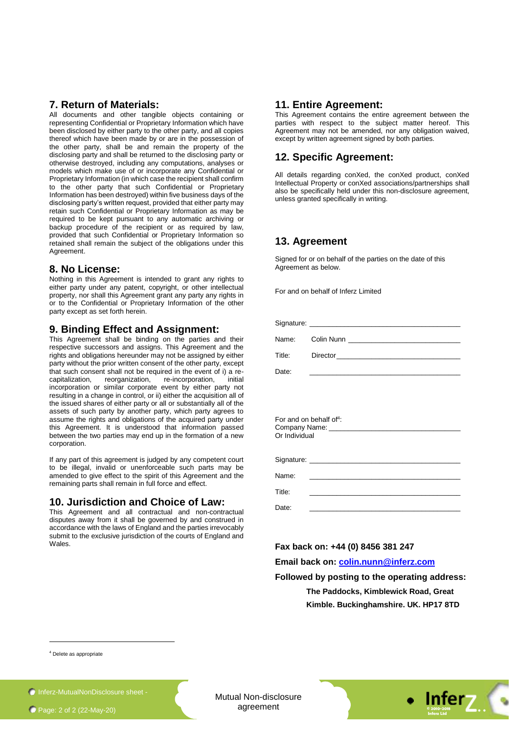## 7. Return of Materials:

All documents and other tangible objects containing or representing Confidential or Proprietary Information which have been disclosed by either party to the other party, and all copies thereof which have been made by or are in the possession of the other party, shall be and remain the property of the disclosing party and shall be returned to the disclosing party or otherwise destroyed, including any computations, analyses or models which make use of or incorporate any Confidential or Proprietary Information (in which case the recipient shall confirm to the other party that such Confidential or Proprietary Information has been destroyed) within five business days of the disclosing party's written request, provided that either party may retain such Confidential or Proprietary Information as may be required to be kept pursuant to any automatic archiving or backup procedure of the recipient or as required by law, provided that such Confidential or Proprietary Information so retained shall remain the subject of the obligations under this Agreement.

## 8. No License:

Nothing in this Agreement is intended to grant any rights to either party under any patent, copyright, or other intellectual property, nor shall this Agreement grant any party any rights in or to the Confidential or Proprietary Information of the other party except as set forth herein.

## 9. Binding Effect and Assignment:

This Agreement shall be binding on the parties and their respective successors and assigns. This Agreement and the rights and obligations hereunder may not be assigned by either party without the prior written consent of the other party, except that such consent shall not be required in the event of i) a re-capitalization, reorganization, re-incorporation, initial incorporation or similar corporate event by either party not resulting in a change in control, or ii) either the acquisition all of the issued shares of either party or all or substantially all of the assets of such party by another party, which party agrees to assume the rights and obligations of the acquired party under this Agreement. It is understood that information passed between the two parties may end up in the formation of a new corporation.

If any part of this agreement is judged by any competent court to be illegal, invalid or unenforceable such parts may be amended to give effect to the spirit of this Agreement and the remaining parts shall remain in full force and effect.

## 10. Jurisdiction and Choice of Law:

This Agreement and all contractual and non-contractual disputes away from it shall be governed by and construed in accordance with the laws of England and the parties irrevocably submit to the exclusive jurisdiction of the courts of England and Wales.

## 11. Entire Agreement:

This Agreement contains the entire agreement between the parties with respect to the subject matter hereof. This Agreement may not be amended, nor any obligation waived, except by written agreement signed by both parties.

## 12. Specific Agreement:

All details regarding conXed, the conXed product, conXed Intellectual Property or conXed associations/partnerships shall also be specifically held under this non-disclosure agreement, unless granted specifically in writing.

## 13. Agreement

Signed for or on behalf of the parties on the date of this Agreement as below.

For and on behalf of Inferz Limited

Signature: ______________________________

Name: Colin Nunn ______________________________

Title: Director ______________________________

Date: ______________________________

For and on behalf of[4]:
Company Name: ______________________________
Or Individual

Signature: ______________________________

Name: ______________________________

Title: ______________________________

Date: ______________________________

**Fax back on: +44 (0) 8456 381 247**

**Email back on: colin.nunn@inferz.com**

**Followed by posting to the operating address:**

**The Paddocks, Kimblewick Road, Great Kimble. Buckinghamshire. UK. HP17 8TD**

[4] Delete as appropriate